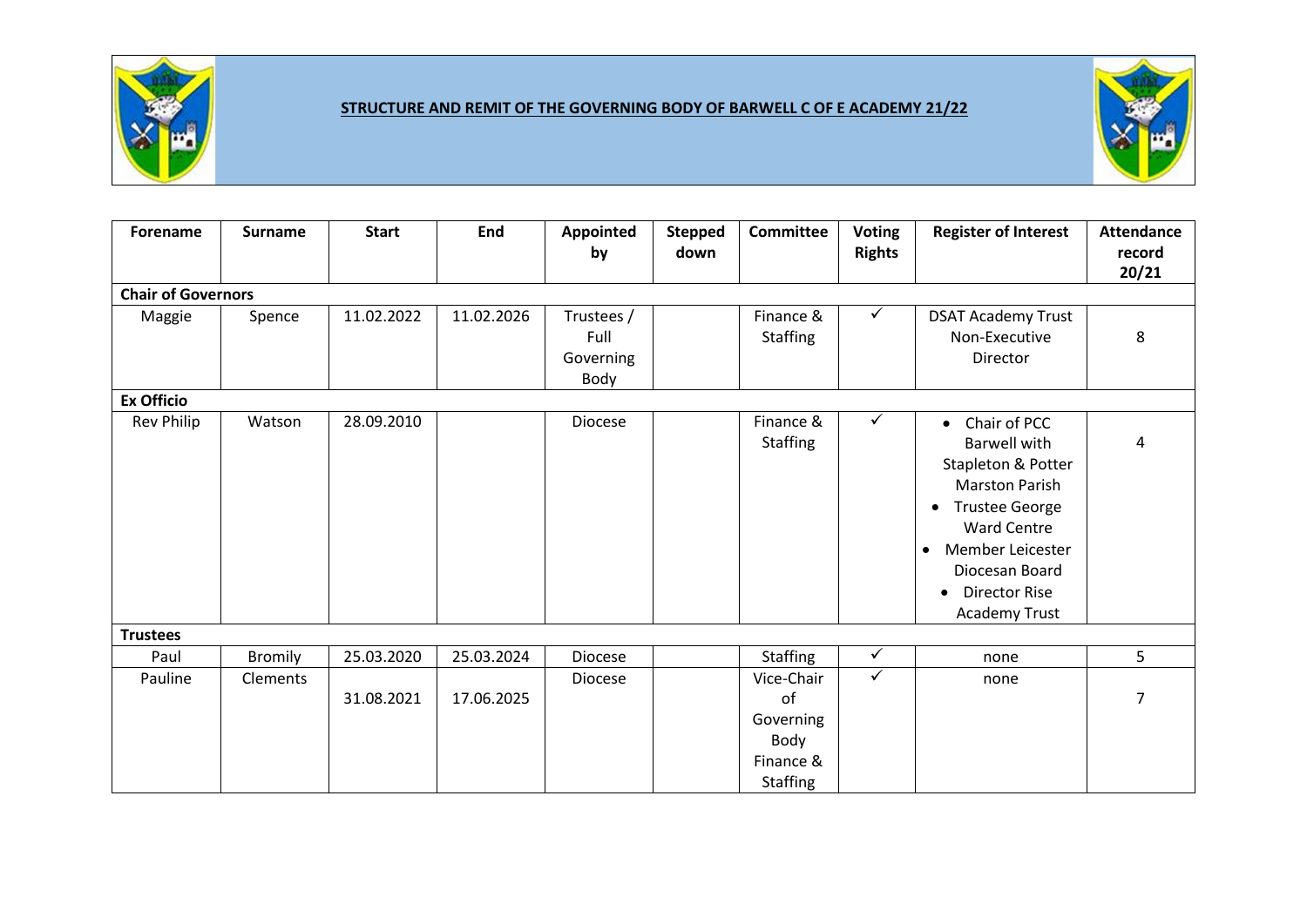# STRUCTURE AND REMIT OF THE GOVERNING BODY OF BARWELL C OF E ACADEMY 21/22

| Forename | Surname | Start | End | Appointed by | Stepped down | Committee | Voting Rights | Register of Interest | Attendance record 20/21 |
|---|---|---|---|---|---|---|---|---|---|
| **Chair of Governors** | | | | | | | | | |
| Maggie | Spence | 11.02.2022 | 11.02.2026 | Trustees / Full Governing Body | | Finance & Staffing | ✓ | DSAT Academy Trust Non-Executive Director | 8 |
| **Ex Officio** | | | | | | | | | |
| Rev Philip | Watson | 28.09.2010 | | Diocese | | Finance & Staffing | ✓ | • Chair of PCC Barwell with Stapleton & Potter Marston Parish<br>• Trustee George Ward Centre<br>• Member Leicester Diocesan Board<br>• Director Rise Academy Trust | 4 |
| **Trustees** | | | | | | | | | |
| Paul | Bromily | 25.03.2020 | 25.03.2024 | Diocese | | Staffing | ✓ | none | 5 |
| Pauline | Clements | 31.08.2021 | 17.06.2025 | Diocese | | Vice-Chair of Governing Body Finance & Staffing | ✓ | none | 7 |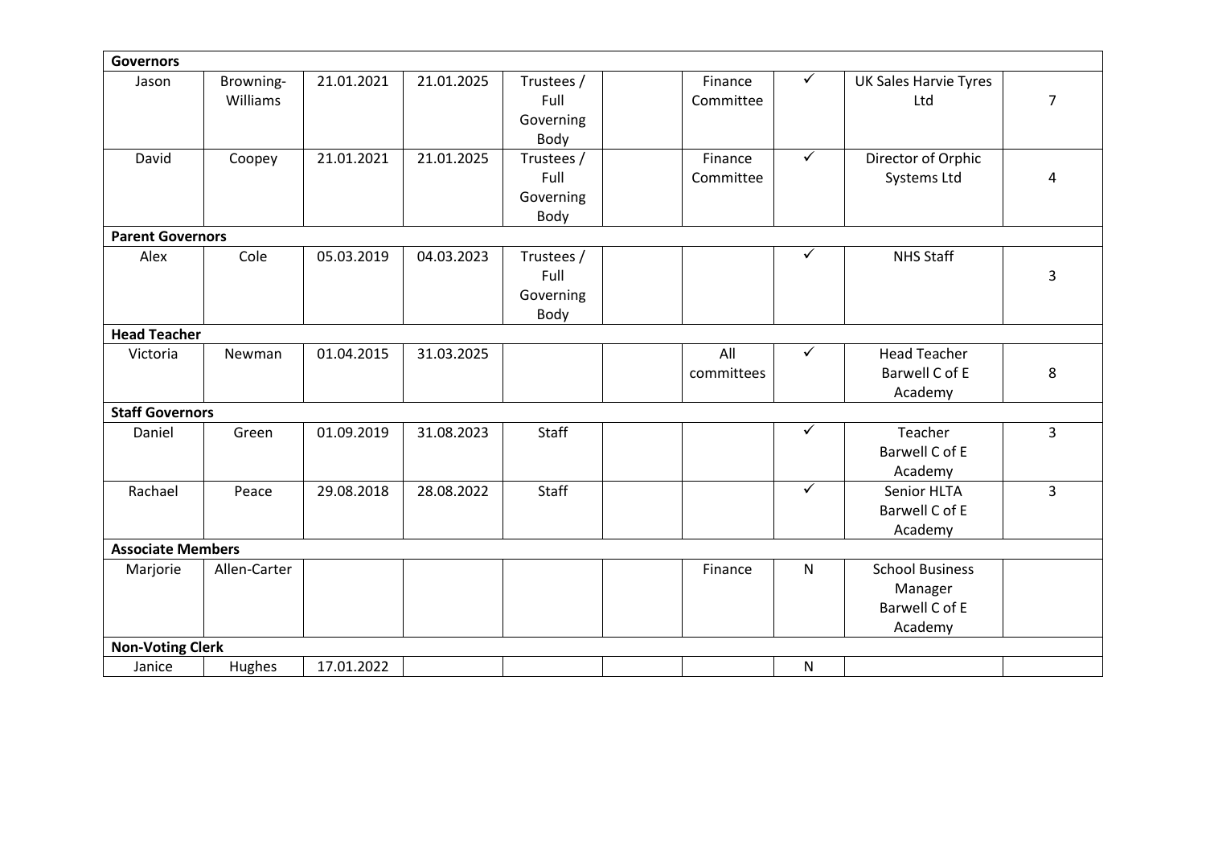| | | | | | | | | | |
|---|---|---|---|---|---|---|---|---|---|
| **Governors** | | | | | | | | | |
| Jason | Browning-Williams | 21.01.2021 | 21.01.2025 | Trustees / Full Governing Body | | Finance Committee | ✓ | UK Sales Harvie Tyres Ltd | 7 |
| David | Coopey | 21.01.2021 | 21.01.2025 | Trustees / Full Governing Body | | Finance Committee | ✓ | Director of Orphic Systems Ltd | 4 |
| **Parent Governors** | | | | | | | | | |
| Alex | Cole | 05.03.2019 | 04.03.2023 | Trustees / Full Governing Body | | | ✓ | NHS Staff | 3 |
| **Head Teacher** | | | | | | | | | |
| Victoria | Newman | 01.04.2015 | 31.03.2025 | | | All committees | ✓ | Head Teacher Barwell C of E Academy | 8 |
| **Staff Governors** | | | | | | | | | |
| Daniel | Green | 01.09.2019 | 31.08.2023 | Staff | | | ✓ | Teacher Barwell C of E Academy | 3 |
| Rachael | Peace | 29.08.2018 | 28.08.2022 | Staff | | | ✓ | Senior HLTA Barwell C of E Academy | 3 |
| **Associate Members** | | | | | | | | | |
| Marjorie | Allen-Carter | | | | | Finance | N | School Business Manager Barwell C of E Academy | |
| **Non-Voting Clerk** | | | | | | | | | |
| Janice | Hughes | 17.01.2022 | | | | | N | | |